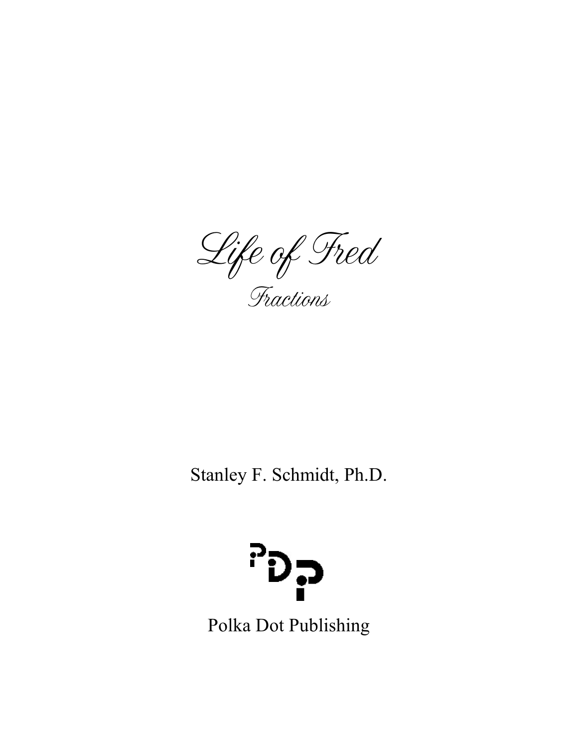# *Life of Fred*

## *Fractions*

Stanley F. Schmidt, Ph.D.

Polka Dot Publishing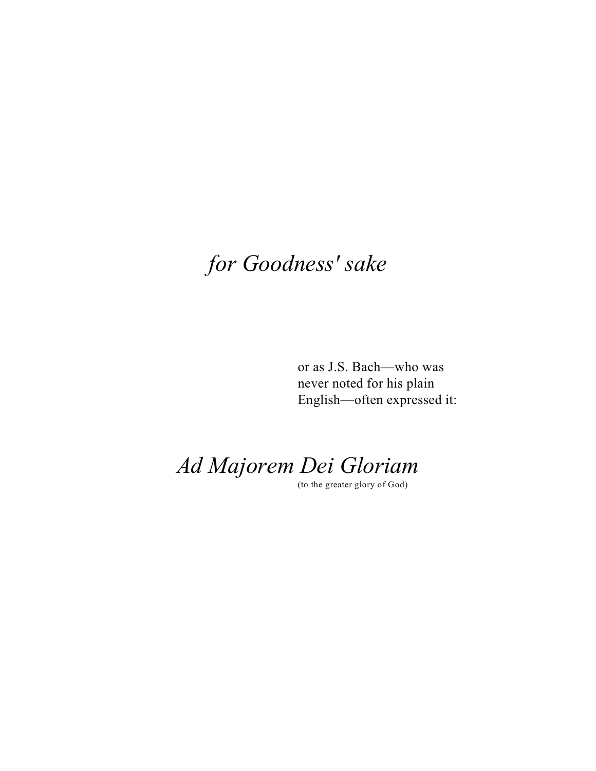*for Goodness' sake*

or as J.S. Bach—who was never noted for his plain English—often expressed it:

*Ad Majorem Dei Gloriam*

(to the greater glory of God)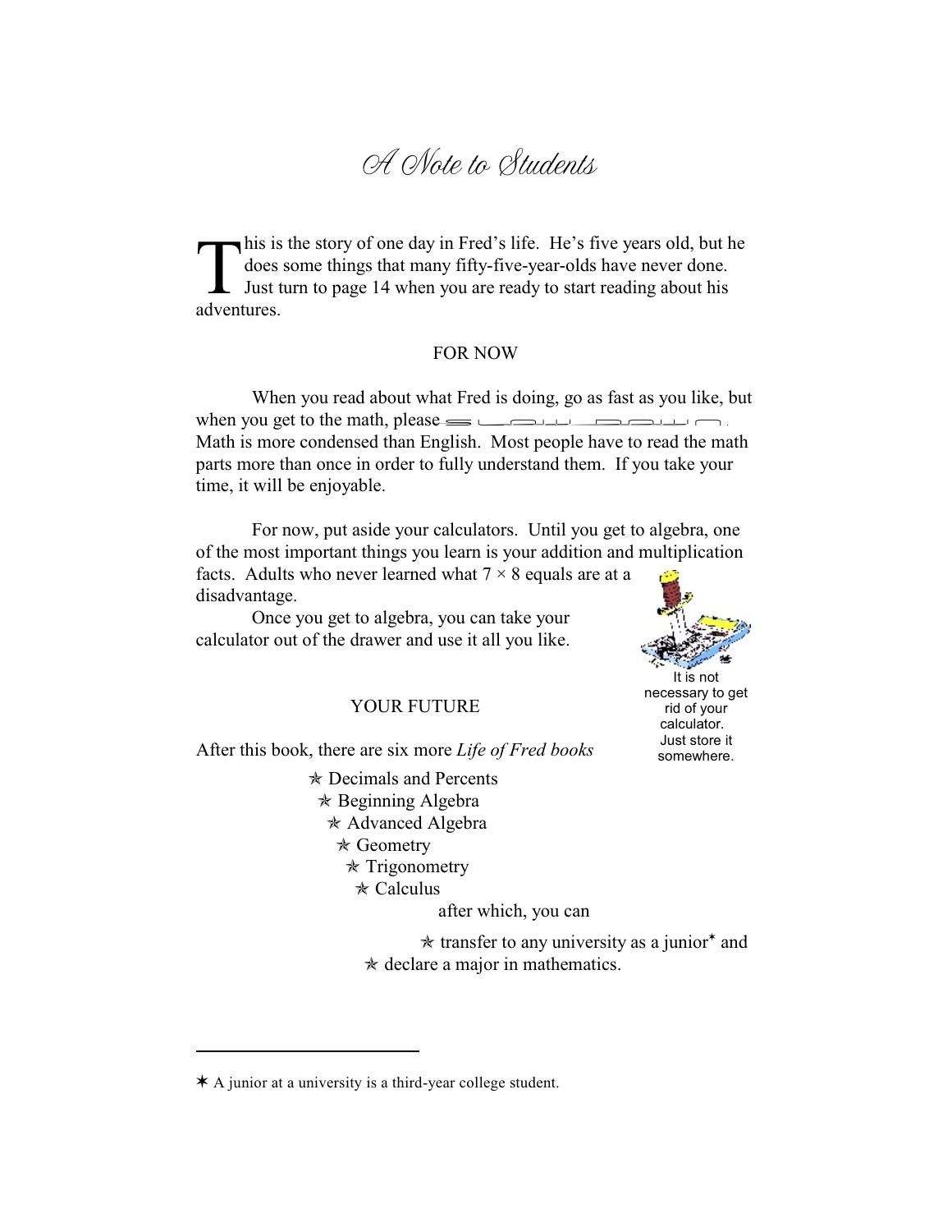# A Note to Students

This is the story of one day in Fred's life. He's five years old, but he does some things that many fifty-five-year-olds have never done. Just turn to page 14 when you are ready to start reading about his adventures.

## FOR NOW

When you read about what Fred is doing, go as fast as you like, but when you get to the math, please s l o w d o w n. Math is more condensed than English. Most people have to read the math parts more than once in order to fully understand them. If you take your time, it will be enjoyable.

For now, put aside your calculators. Until you get to algebra, one of the most important things you learn is your addition and multiplication facts. Adults who never learned what $7 \times 8$ equals are at a disadvantage.

Once you get to algebra, you can take your calculator out of the drawer and use it all you like.

It is not necessary to get rid of your calculator. Just store it somewhere.

## YOUR FUTURE

After this book, there are six more *Life of Fred books*

- ✯ Decimals and Percents
- ✯ Beginning Algebra
- ✯ Advanced Algebra
- ✯ Geometry
- ✯ Trigonometry
- ✯ Calculus

after which, you can

- ✯ transfer to any university as a junior* and
- ✯ declare a major in mathematics.

---

* A junior at a university is a third-year college student.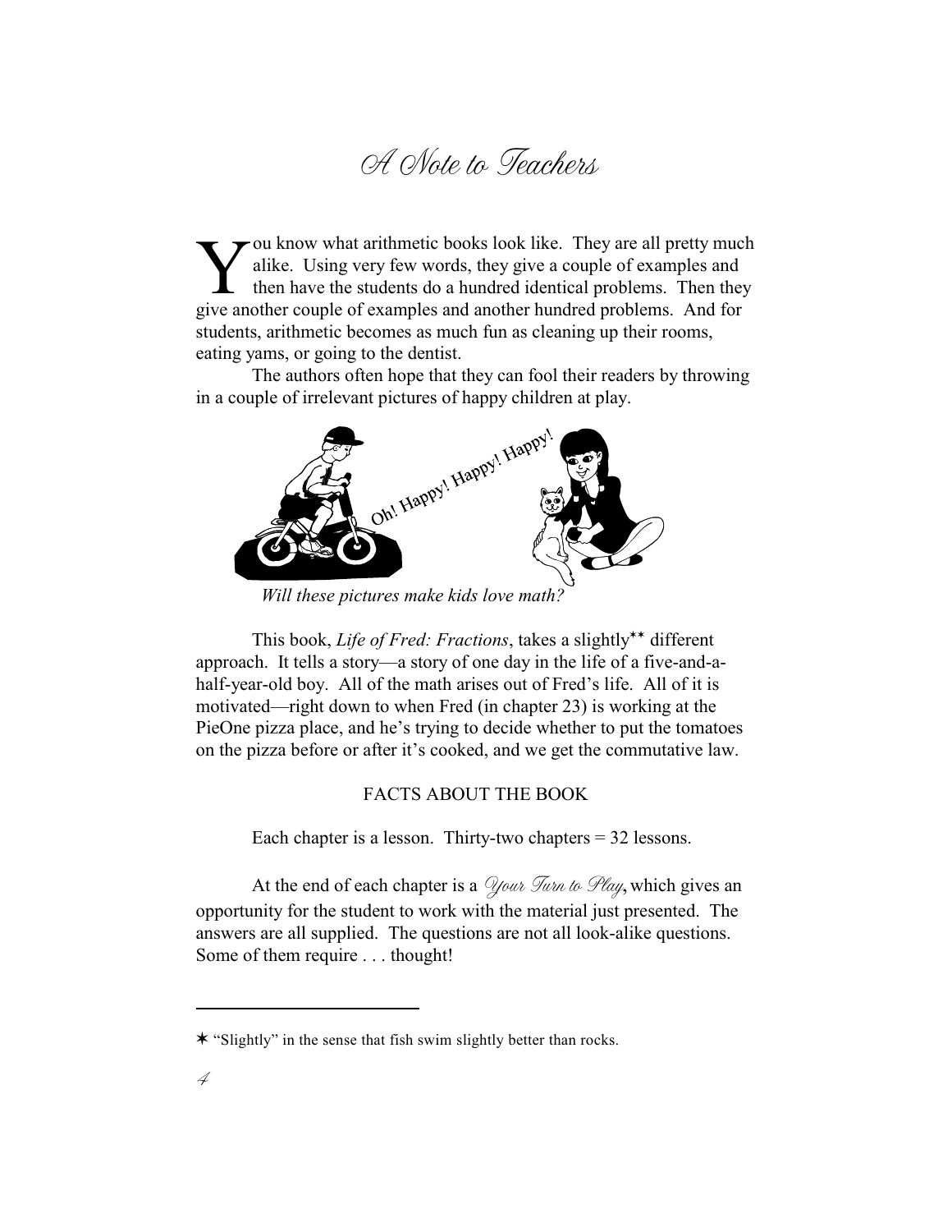# A Note to Teachers

You know what arithmetic books look like. They are all pretty much alike. Using very few words, they give a couple of examples and then have the students do a hundred identical problems. Then they give another couple of examples and another hundred problems. And for students, arithmetic becomes as much fun as cleaning up their rooms, eating yams, or going to the dentist.

The authors often hope that they can fool their readers by throwing in a couple of irrelevant pictures of happy children at play.

Oh! Happy! Happy! Happy!

*Will these pictures make kids love math?*

This book, *Life of Fred: Fractions*, takes a slightly✶✶ different approach. It tells a story—a story of one day in the life of a five-and-a-half-year-old boy. All of the math arises out of Fred's life. All of it is motivated—right down to when Fred (in chapter 23) is working at the PieOne pizza place, and he's trying to decide whether to put the tomatoes on the pizza before or after it's cooked, and we get the commutative law.

FACTS ABOUT THE BOOK

Each chapter is a lesson. Thirty-two chapters = 32 lessons.

At the end of each chapter is a *Your Turn to Play*, which gives an opportunity for the student to work with the material just presented. The answers are all supplied. The questions are not all look-alike questions. Some of them require . . . thought!

---

✶ "Slightly" in the sense that fish swim slightly better than rocks.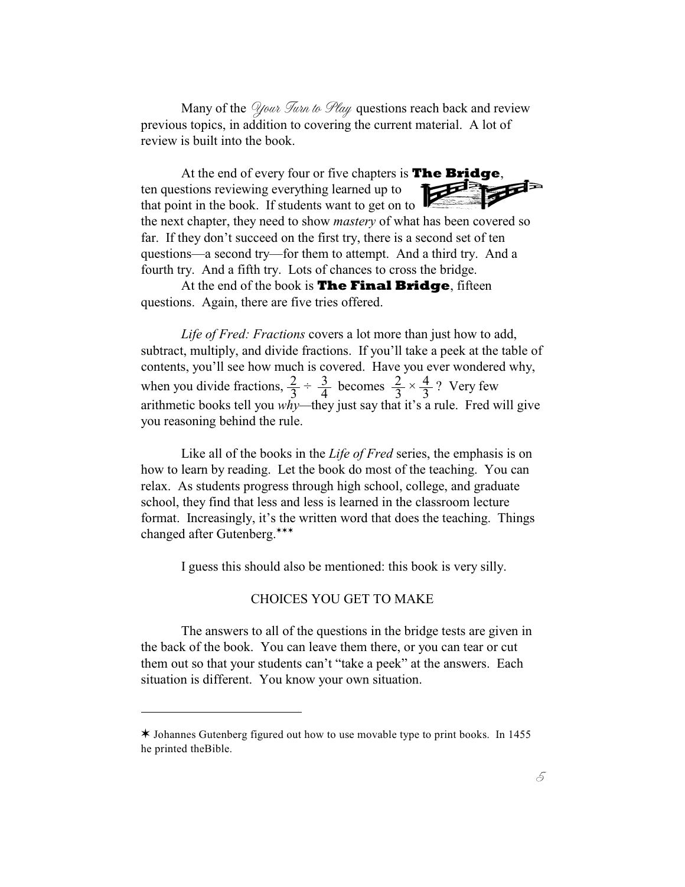Many of the *Your Turn to Play* questions reach back and review previous topics, in addition to covering the current material. A lot of review is built into the book.

At the end of every four or five chapters is **The Bridge**, ten questions reviewing everything learned up to that point in the book. If students want to get on to the next chapter, they need to show *mastery* of what has been covered so far. If they don't succeed on the first try, there is a second set of ten questions—a second try—for them to attempt. And a third try. And a fourth try. And a fifth try. Lots of chances to cross the bridge.

At the end of the book is **The Final Bridge**, fifteen questions. Again, there are five tries offered.

*Life of Fred: Fractions* covers a lot more than just how to add, subtract, multiply, and divide fractions. If you'll take a peek at the table of contents, you'll see how much is covered. Have you ever wondered why, when you divide fractions, $\frac{2}{3} \div \frac{3}{4}$ becomes $\frac{2}{3} \times \frac{4}{3}$? Very few arithmetic books tell you *why*—they just say that it's a rule. Fred will give you reasoning behind the rule.

Like all of the books in the *Life of Fred* series, the emphasis is on how to learn by reading. Let the book do most of the teaching. You can relax. As students progress through high school, college, and graduate school, they find that less and less is learned in the classroom lecture format. Increasingly, it's the written word that does the teaching. Things changed after Gutenberg.✶

I guess this should also be mentioned: this book is very silly.

## CHOICES YOU GET TO MAKE

The answers to all of the questions in the bridge tests are given in the back of the book. You can leave them there, or you can tear or cut them out so that your students can't "take a peek" at the answers. Each situation is different. You know your own situation.

---

✶ Johannes Gutenberg figured out how to use movable type to print books. In 1455 he printed theBible.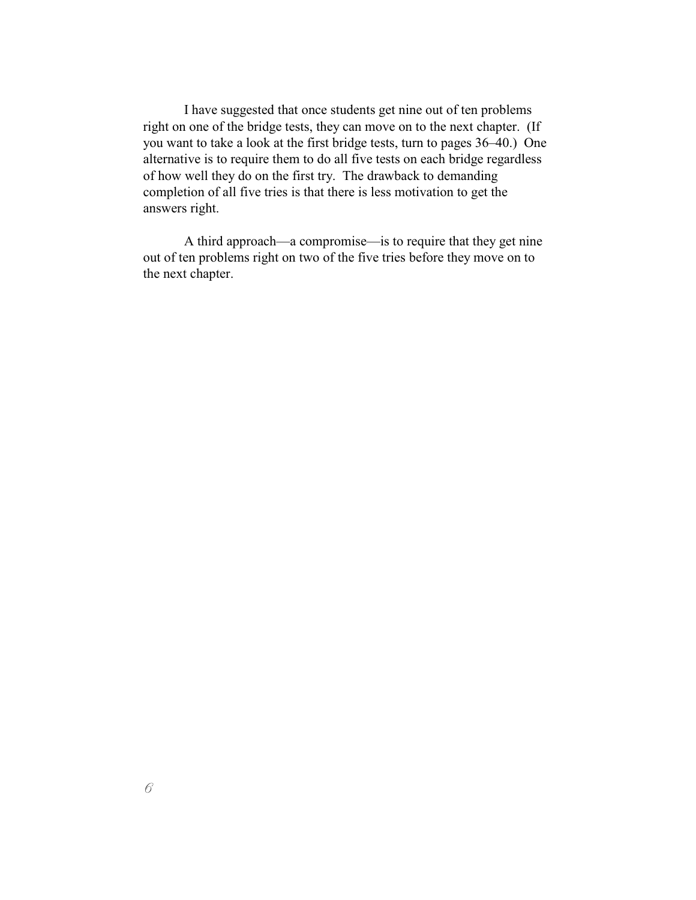I have suggested that once students get nine out of ten problems right on one of the bridge tests, they can move on to the next chapter. (If you want to take a look at the first bridge tests, turn to pages 36–40.) One alternative is to require them to do all five tests on each bridge regardless of how well they do on the first try. The drawback to demanding completion of all five tries is that there is less motivation to get the answers right.

A third approach—a compromise—is to require that they get nine out of ten problems right on two of the five tries before they move on to the next chapter.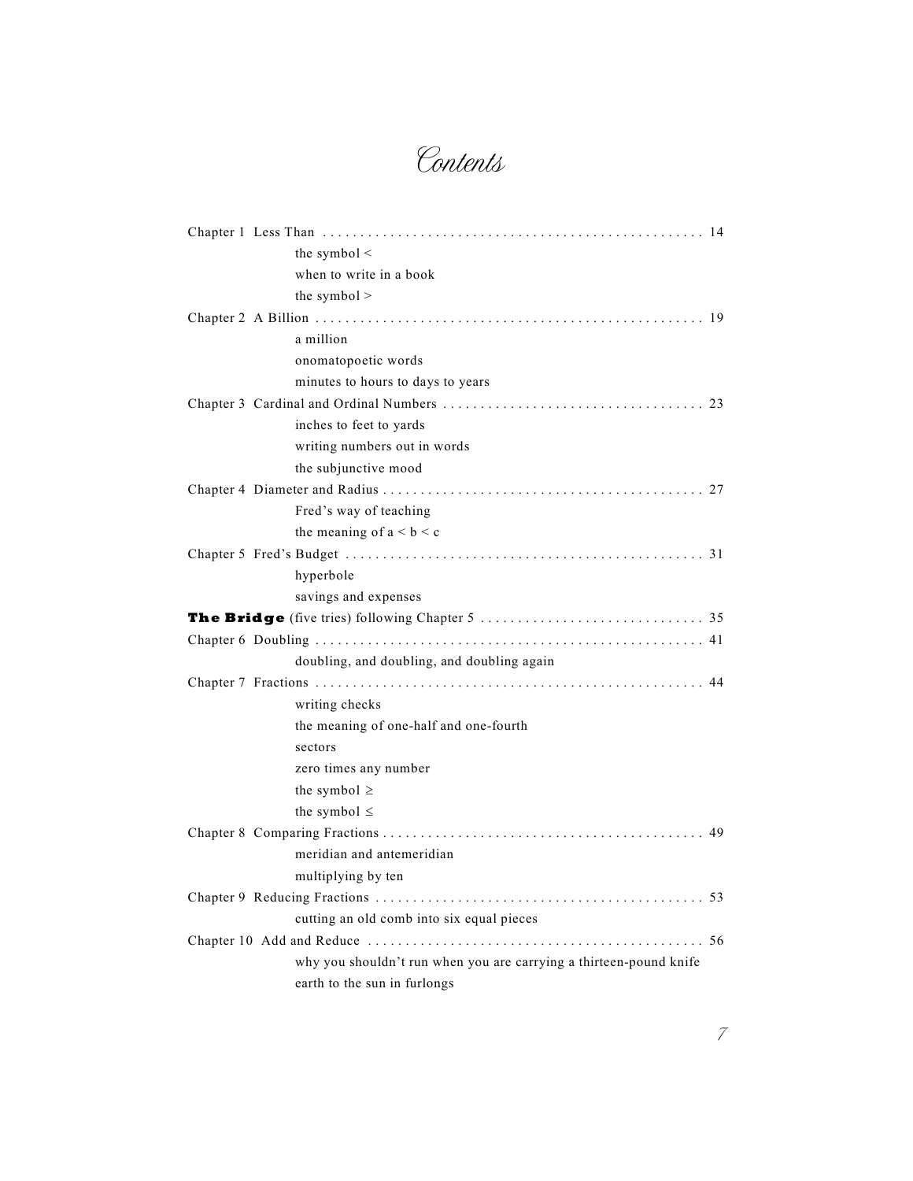# Contents

Chapter 1 Less Than . . . . . . . . . . . . . . . . . . . . . . . . . . . . . . . . . . . . . . . . . . . . . . . . . 14
- the symbol <
- when to write in a book
- the symbol >

Chapter 2 A Billion . . . . . . . . . . . . . . . . . . . . . . . . . . . . . . . . . . . . . . . . . . . . . . . . . . 19
- a million
- onomatopoetic words
- minutes to hours to days to years

Chapter 3 Cardinal and Ordinal Numbers . . . . . . . . . . . . . . . . . . . . . . . . . . . . . . . . . . 23
- inches to feet to yards
- writing numbers out in words
- the subjunctive mood

Chapter 4 Diameter and Radius . . . . . . . . . . . . . . . . . . . . . . . . . . . . . . . . . . . . . . . . . . 27
- Fred's way of teaching
- the meaning of $a < b < c$

Chapter 5 Fred's Budget . . . . . . . . . . . . . . . . . . . . . . . . . . . . . . . . . . . . . . . . . . . . . . . 31
- hyperbole
- savings and expenses

**The Bridge** (five tries) following Chapter 5 . . . . . . . . . . . . . . . . . . . . . . . . . . . . . 35

Chapter 6 Doubling . . . . . . . . . . . . . . . . . . . . . . . . . . . . . . . . . . . . . . . . . . . . . . . . . . . 41
- doubling, and doubling, and doubling again

Chapter 7 Fractions . . . . . . . . . . . . . . . . . . . . . . . . . . . . . . . . . . . . . . . . . . . . . . . . . . . 44
- writing checks
- the meaning of one-half and one-fourth
- sectors
- zero times any number
- the symbol ≥
- the symbol ≤

Chapter 8 Comparing Fractions . . . . . . . . . . . . . . . . . . . . . . . . . . . . . . . . . . . . . . . . . . 49
- meridian and antemeridian
- multiplying by ten

Chapter 9 Reducing Fractions . . . . . . . . . . . . . . . . . . . . . . . . . . . . . . . . . . . . . . . . . . . 53
- cutting an old comb into six equal pieces

Chapter 10 Add and Reduce . . . . . . . . . . . . . . . . . . . . . . . . . . . . . . . . . . . . . . . . . . . . 56
- why you shouldn't run when you are carrying a thirteen-pound knife
- earth to the sun in furlongs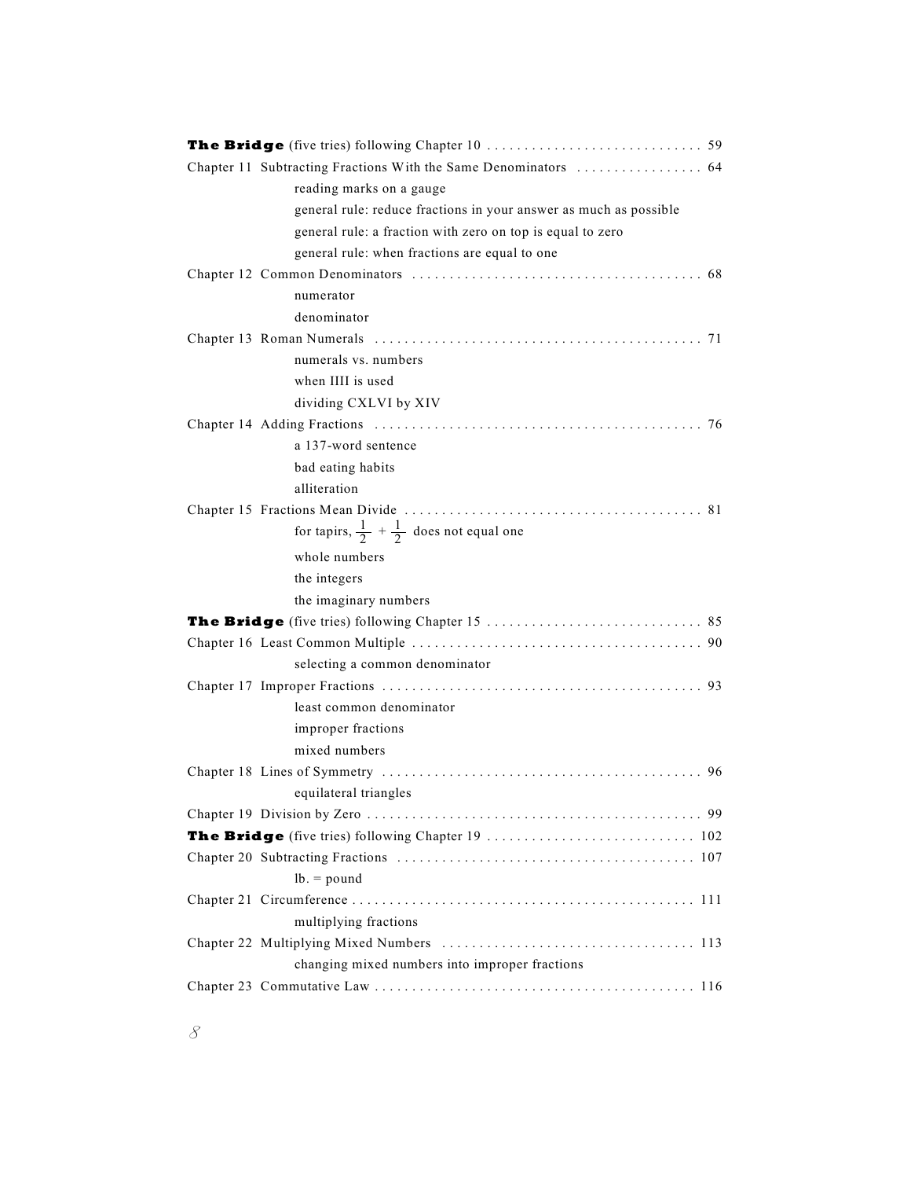**The Bridge** (five tries) following Chapter 10 . . . . . . . . . . . . . . . . . . . . . . . . . . . . 59

Chapter 11 Subtracting Fractions With the Same Denominators . . . . . . . . . . . . . . . . . 64

- reading marks on a gauge
- general rule: reduce fractions in your answer as much as possible
- general rule: a fraction with zero on top is equal to zero
- general rule: when fractions are equal to one

Chapter 12 Common Denominators . . . . . . . . . . . . . . . . . . . . . . . . . . . . . . . . . . . . . 68

- numerator
- denominator

Chapter 13 Roman Numerals . . . . . . . . . . . . . . . . . . . . . . . . . . . . . . . . . . . . . . . . . . 71

- numerals vs. numbers
- when IIII is used
- dividing CXLVI by XIV

Chapter 14 Adding Fractions . . . . . . . . . . . . . . . . . . . . . . . . . . . . . . . . . . . . . . . . . . 76

- a 137-word sentence
- bad eating habits
- alliteration

Chapter 15 Fractions Mean Divide . . . . . . . . . . . . . . . . . . . . . . . . . . . . . . . . . . . . . . 81

- for tapirs, $\frac{1}{2} + \frac{1}{2}$ does not equal one
- whole numbers
- the integers
- the imaginary numbers

**The Bridge** (five tries) following Chapter 15 . . . . . . . . . . . . . . . . . . . . . . . . . . . . 85

Chapter 16 Least Common Multiple . . . . . . . . . . . . . . . . . . . . . . . . . . . . . . . . . . . . . 90

- selecting a common denominator

Chapter 17 Improper Fractions . . . . . . . . . . . . . . . . . . . . . . . . . . . . . . . . . . . . . . . . . 93

- least common denominator
- improper fractions
- mixed numbers

Chapter 18 Lines of Symmetry . . . . . . . . . . . . . . . . . . . . . . . . . . . . . . . . . . . . . . . . . 96

- equilateral triangles

Chapter 19 Division by Zero . . . . . . . . . . . . . . . . . . . . . . . . . . . . . . . . . . . . . . . . . . . 99

**The Bridge** (five tries) following Chapter 19 . . . . . . . . . . . . . . . . . . . . . . . . . . . 102

Chapter 20 Subtracting Fractions . . . . . . . . . . . . . . . . . . . . . . . . . . . . . . . . . . . . . . 107

- lb. = pound

Chapter 21 Circumference . . . . . . . . . . . . . . . . . . . . . . . . . . . . . . . . . . . . . . . . . . . . 111

- multiplying fractions

Chapter 22 Multiplying Mixed Numbers . . . . . . . . . . . . . . . . . . . . . . . . . . . . . . . . . 113

- changing mixed numbers into improper fractions

Chapter 23 Commutative Law . . . . . . . . . . . . . . . . . . . . . . . . . . . . . . . . . . . . . . . . . 116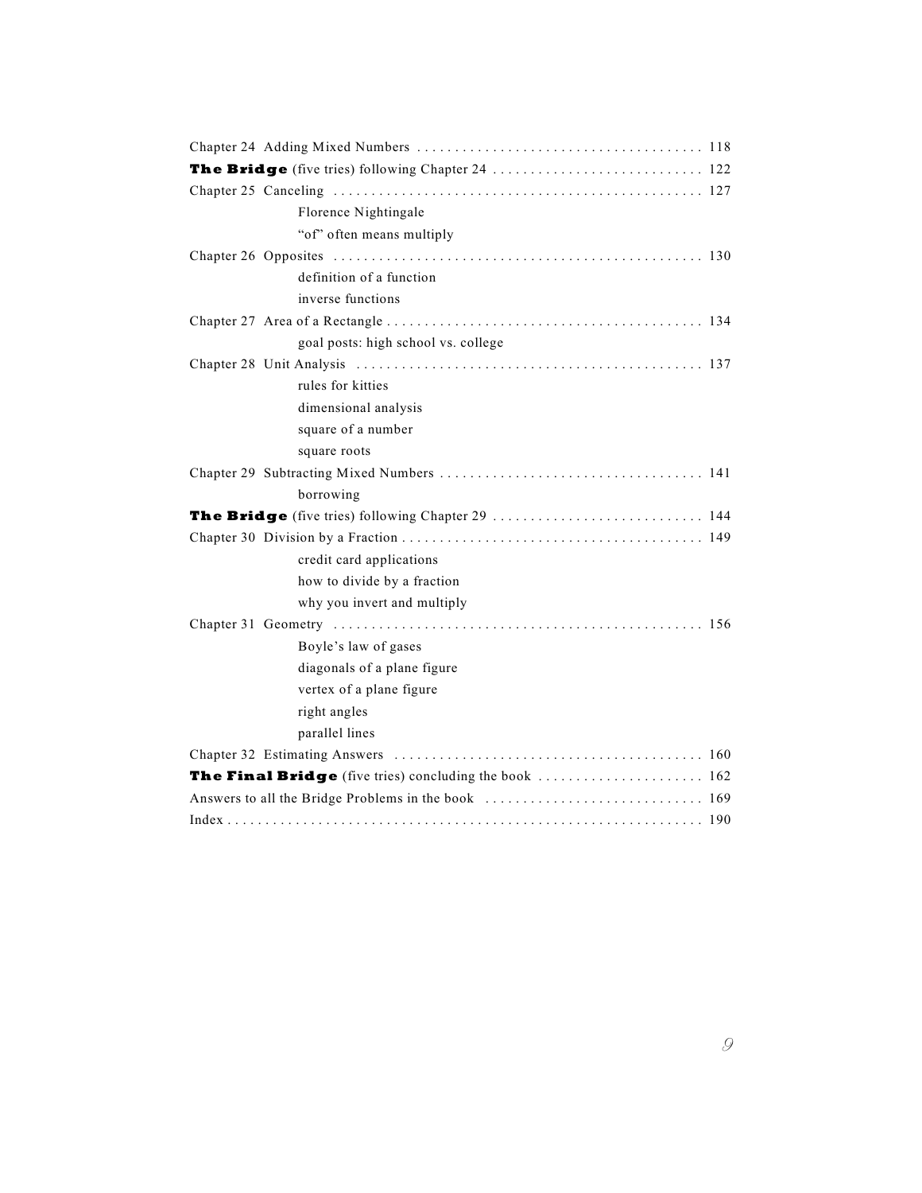Chapter 24 Adding Mixed Numbers . . . . . . . . . . . . . . . . . . . . . . . . . . . . . . . . . . . . . . 118

**The Bridge** (five tries) following Chapter 24 . . . . . . . . . . . . . . . . . . . . . . . . . . . . 122

Chapter 25 Canceling . . . . . . . . . . . . . . . . . . . . . . . . . . . . . . . . . . . . . . . . . . . . . . . . 127

- Florence Nightingale
- "of" often means multiply

Chapter 26 Opposites . . . . . . . . . . . . . . . . . . . . . . . . . . . . . . . . . . . . . . . . . . . . . . . . 130

- definition of a function
- inverse functions

Chapter 27 Area of a Rectangle . . . . . . . . . . . . . . . . . . . . . . . . . . . . . . . . . . . . . . . . . . 134

- goal posts: high school vs. college

Chapter 28 Unit Analysis . . . . . . . . . . . . . . . . . . . . . . . . . . . . . . . . . . . . . . . . . . . . . 137

- rules for kitties
- dimensional analysis
- square of a number
- square roots

Chapter 29 Subtracting Mixed Numbers . . . . . . . . . . . . . . . . . . . . . . . . . . . . . . . . . . 141

- borrowing

**The Bridge** (five tries) following Chapter 29 . . . . . . . . . . . . . . . . . . . . . . . . . . . . 144

Chapter 30 Division by a Fraction . . . . . . . . . . . . . . . . . . . . . . . . . . . . . . . . . . . . . . . 149

- credit card applications
- how to divide by a fraction
- why you invert and multiply

Chapter 31 Geometry . . . . . . . . . . . . . . . . . . . . . . . . . . . . . . . . . . . . . . . . . . . . . . . . 156

- Boyle's law of gases
- diagonals of a plane figure
- vertex of a plane figure
- right angles
- parallel lines

Chapter 32 Estimating Answers . . . . . . . . . . . . . . . . . . . . . . . . . . . . . . . . . . . . . . . . 160

**The Final Bridge** (five tries) concluding the book . . . . . . . . . . . . . . . . . . . . . . 162

Answers to all the Bridge Problems in the book . . . . . . . . . . . . . . . . . . . . . . . . . . . . 169

Index . . . . . . . . . . . . . . . . . . . . . . . . . . . . . . . . . . . . . . . . . . . . . . . . . . . . . . . . . . . . . . 190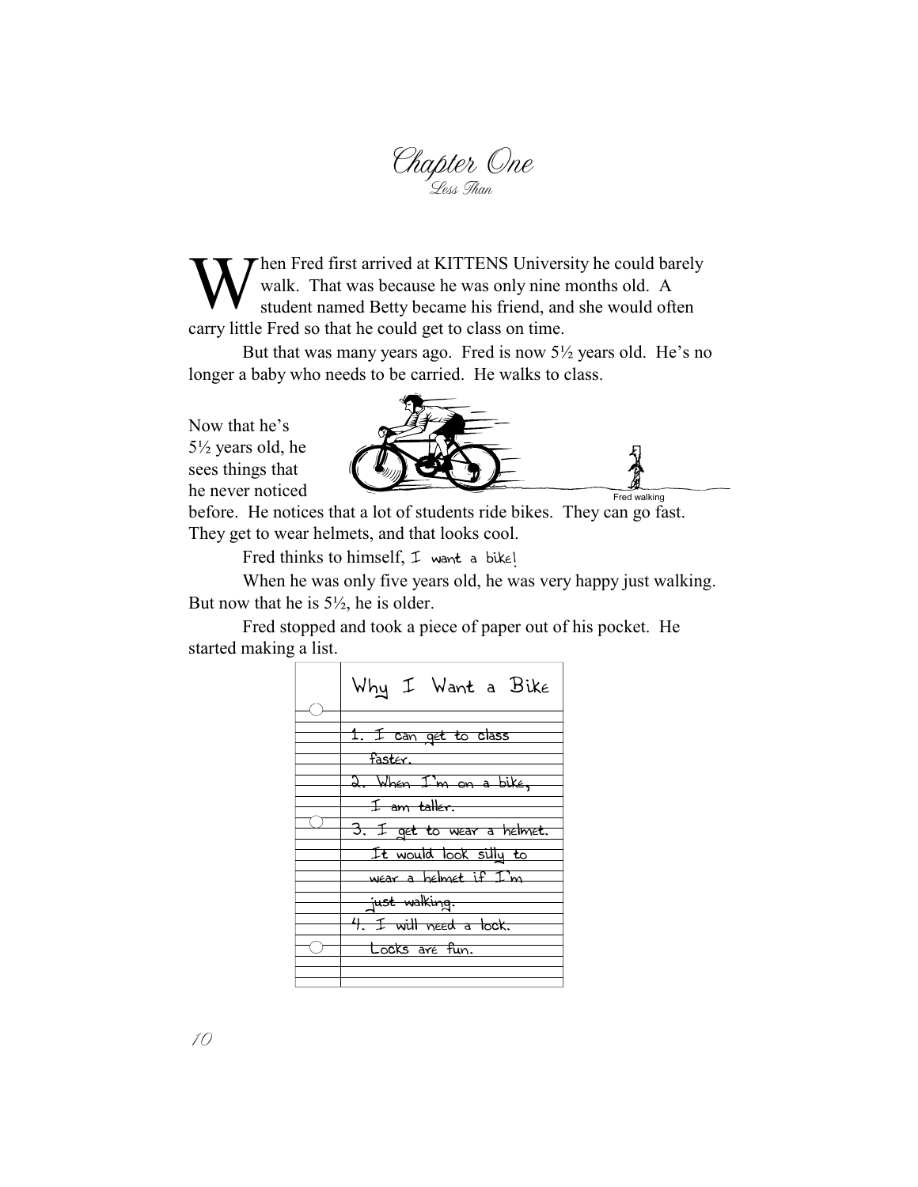# Chapter One

## Less Than

When Fred first arrived at KITTENS University he could barely walk. That was because he was only nine months old. A student named Betty became his friend, and she would often carry little Fred so that he could get to class on time.

But that was many years ago. Fred is now 5½ years old. He's no longer a baby who needs to be carried. He walks to class.

Now that he's 5½ years old, he sees things that he never noticed before. He notices that a lot of students ride bikes. They can go fast. They get to wear helmets, and that looks cool.

Fred walking

Fred thinks to himself, *I want a bike!*

When he was only five years old, he was very happy just walking. But now that he is 5½, he is older.

Fred stopped and took a piece of paper out of his pocket. He started making a list.

**Why I Want a Bike**

1. I can get to class faster.
2. When I'm on a bike, I am taller.
3. I get to wear a helmet. It would look silly to wear a helmet if I'm just walking.
4. I will need a lock. Locks are fun.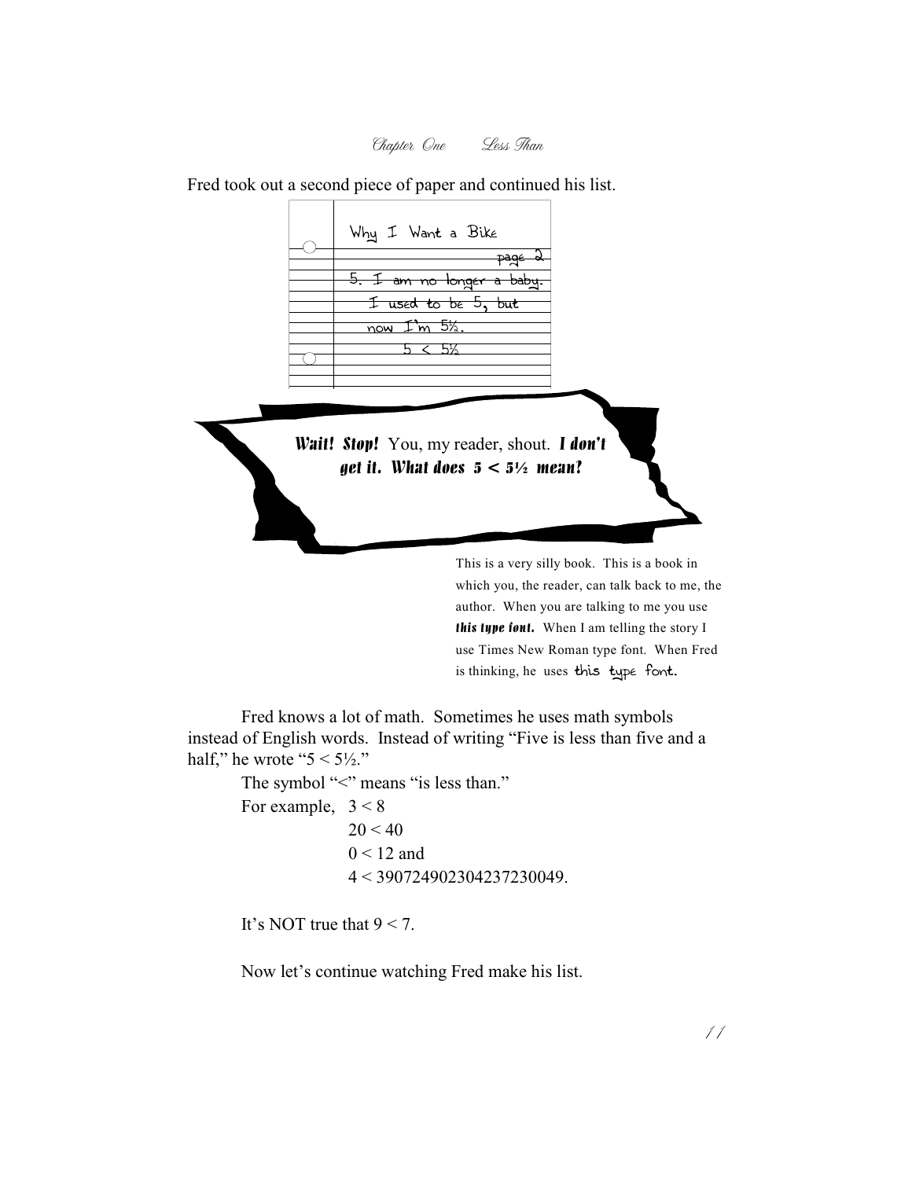Fred took out a second piece of paper and continued his list.

Why I Want a Bike

page 2

5. I am no longer a baby. I used to be 5, but now I'm 5½.

$5 < 5\frac{1}{2}$

***Wait! Stop!*** You, my reader, shout. ***I don't get it. What does $5 < 5\frac{1}{2}$ mean?***

This is a very silly book. This is a book in which you, the reader, can talk back to me, the author. When you are talking to me you use ***this type font.*** When I am telling the story I use Times New Roman type font. When Fred is thinking, he uses this type font.

Fred knows a lot of math. Sometimes he uses math symbols instead of English words. Instead of writing "Five is less than five and a half," he wrote "$5 < 5\frac{1}{2}$."

The symbol "<" means "is less than."

For example, $3 < 8$
$20 < 40$
$0 < 12$ and
$4 < 390724902304237230049$.

It's NOT true that $9 < 7$.

Now let's continue watching Fred make his list.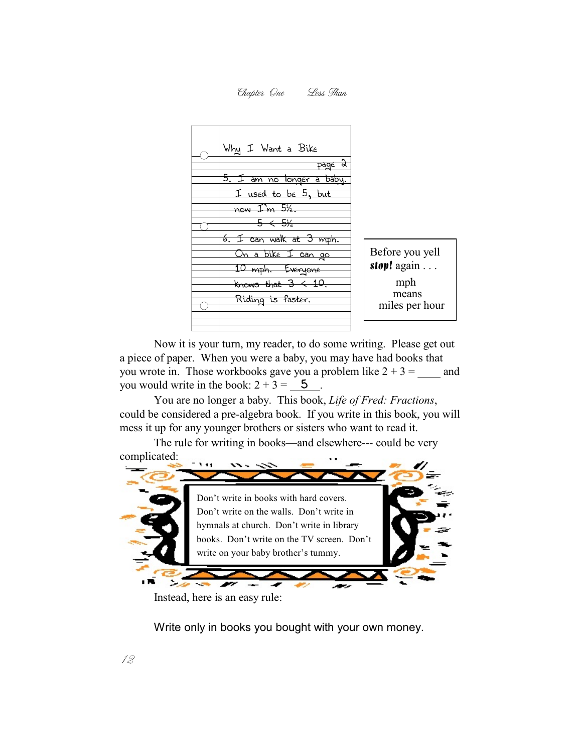Why I Want a Bike

page 2

5. I am no longer a baby.
I used to be 5, but
now I'm 5½.
$5 < 5\frac{1}{2}$

6. I can walk at 3 mph.
On a bike I can go
10 mph. Everyone
knows that $3 < 10$.
Riding is faster.

Before you yell ***stop!*** again . . .

mph
means
miles per hour

Now it is your turn, my reader, to do some writing. Please get out a piece of paper. When you were a baby, you may have had books that you wrote in. Those workbooks gave you a problem like $2 + 3 =$ \_\_\_\_ and you would write in the book: $2 + 3 =$ <u>5</u>.

You are no longer a baby. This book, *Life of Fred: Fractions*, could be considered a pre-algebra book. If you write in this book, you will mess it up for any younger brothers or sisters who want to read it.

The rule for writing in books—and elsewhere--- could be very complicated:

Don't write in books with hard covers. Don't write on the walls. Don't write in hymnals at church. Don't write in library books. Don't write on the TV screen. Don't write on your baby brother's tummy.

Instead, here is an easy rule:

Write only in books you bought with your own money.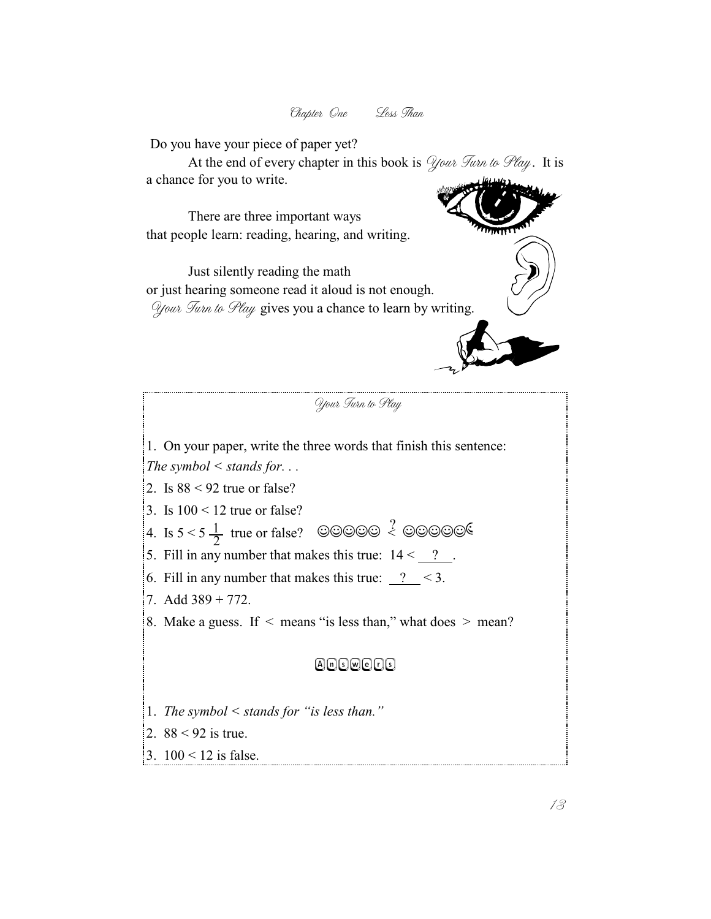Do you have your piece of paper yet?

At the end of every chapter in this book is *Your Turn to Play*. It is a chance for you to write.

There are three important ways that people learn: reading, hearing, and writing.

Just silently reading the math or just hearing someone read it aloud is not enough. *Your Turn to Play* gives you a chance to learn by writing.

## Your Turn to Play

1. On your paper, write the three words that finish this sentence: *The symbol < stands for. . .*
2. Is $88 < 92$ true or false?
3. Is $100 < 12$ true or false?
4. Is $5 < 5\frac{1}{2}$ true or false? ☺☺☺☺☺ $\overset{?}{<}$ ☺☺☺☺☺◐
5. Fill in any number that makes this true: $14 <$ \_\_?\_\_.
6. Fill in any number that makes this true: \_\_?\_\_ $< 3$.
7. Add $389 + 772$.
8. Make a guess. If < means "is less than," what does > mean?

### Answers

1. *The symbol < stands for "is less than."*
2. $88 < 92$ is true.
3. $100 < 12$ is false.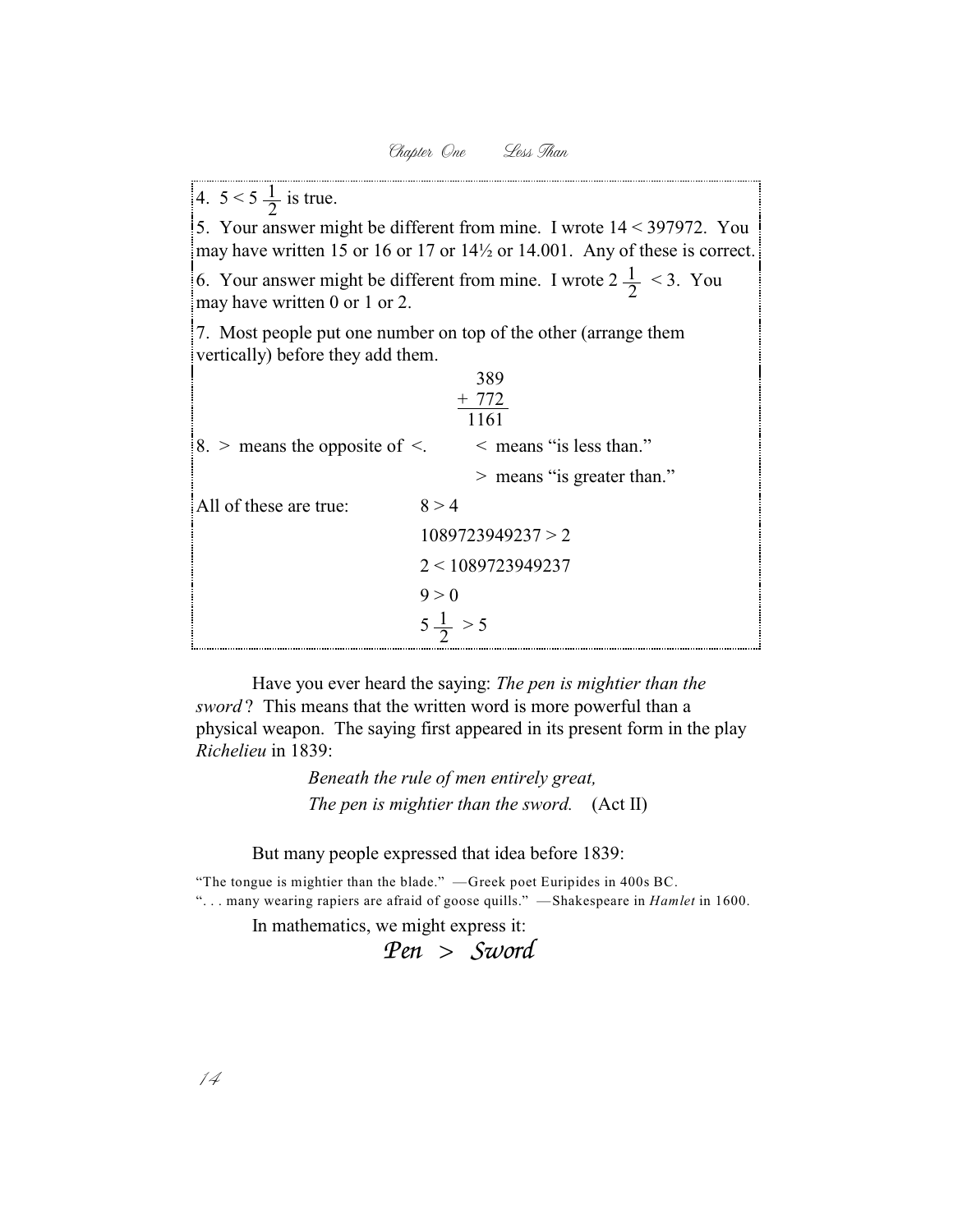4. $5 < 5\frac{1}{2}$ is true.

5. Your answer might be different from mine. I wrote $14 < 397972$. You may have written 15 or 16 or 17 or 14½ or 14.001. Any of these is correct.

6. Your answer might be different from mine. I wrote $2\frac{1}{2} < 3$. You may have written 0 or 1 or 2.

7. Most people put one number on top of the other (arrange them vertically) before they add them.

$$\begin{array}{r} 389 \\ +\ 772 \\ \hline 1161 \end{array}$$

8. > means the opposite of <. < means "is less than."

> means "is greater than."

All of these are true:

$8 > 4$

$1089723949237 > 2$

$2 < 1089723949237$

$9 > 0$

$5\frac{1}{2} > 5$

Have you ever heard the saying: *The pen is mightier than the sword*? This means that the written word is more powerful than a physical weapon. The saying first appeared in its present form in the play *Richelieu* in 1839:

> *Beneath the rule of men entirely great,*
> *The pen is mightier than the sword.* (Act II)

But many people expressed that idea before 1839:

"The tongue is mightier than the blade." —Greek poet Euripides in 400s BC.
". . . many wearing rapiers are afraid of goose quills." —Shakespeare in *Hamlet* in 1600.

In mathematics, we might express it:

*Pen > Sword*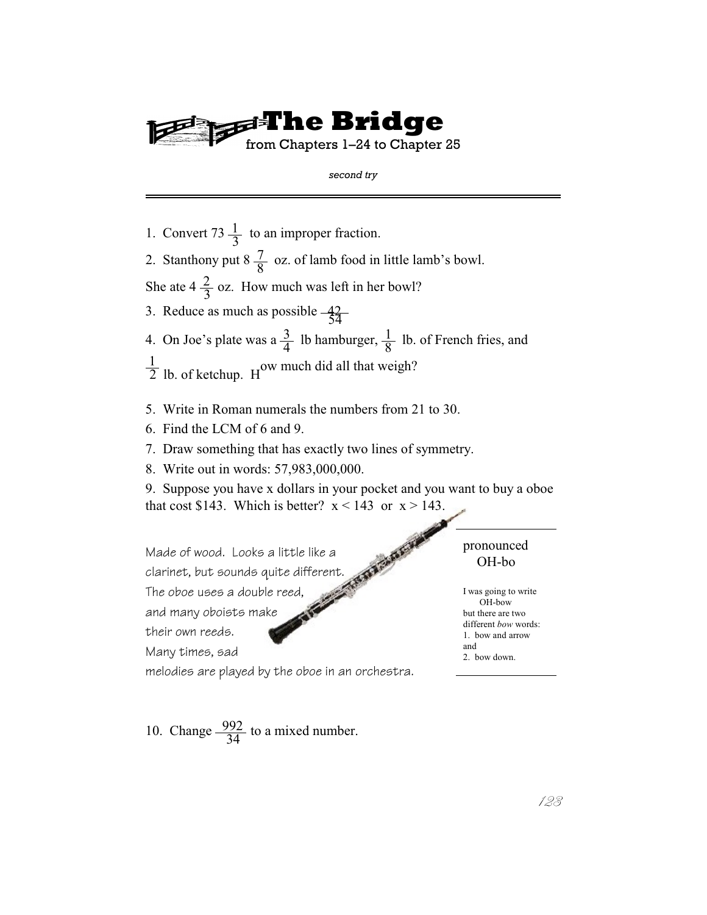# The Bridge

from Chapters 1–24 to Chapter 25

*second try*

---

1. Convert $73\frac{1}{3}$ to an improper fraction.

2. Stanthony put $8\frac{7}{8}$ oz. of lamb food in little lamb's bowl. She ate $4\frac{2}{3}$ oz. How much was left in her bowl?

3. Reduce as much as possible $\frac{42}{54}$

4. On Joe's plate was a $\frac{3}{4}$ lb hamburger, $\frac{1}{8}$ lb. of French fries, and $\frac{1}{2}$ lb. of ketchup. How much did all that weigh?

5. Write in Roman numerals the numbers from 21 to 30.

6. Find the LCM of 6 and 9.

7. Draw something that has exactly two lines of symmetry.

8. Write out in words: 57,983,000,000.

9. Suppose you have x dollars in your pocket and you want to buy a oboe that cost $143. Which is better? $x < 143$ or $x > 143$.

Made of wood. Looks a little like a clarinet, but sounds quite different. The oboe uses a double reed, and many oboists make their own reeds. Many times, sad melodies are played by the oboe in an orchestra.

pronounced
OH-bo

I was going to write
OH-bow
but there are two different *bow* words:
1. bow and arrow
and
2. bow down.

10. Change $\frac{992}{34}$ to a mixed number.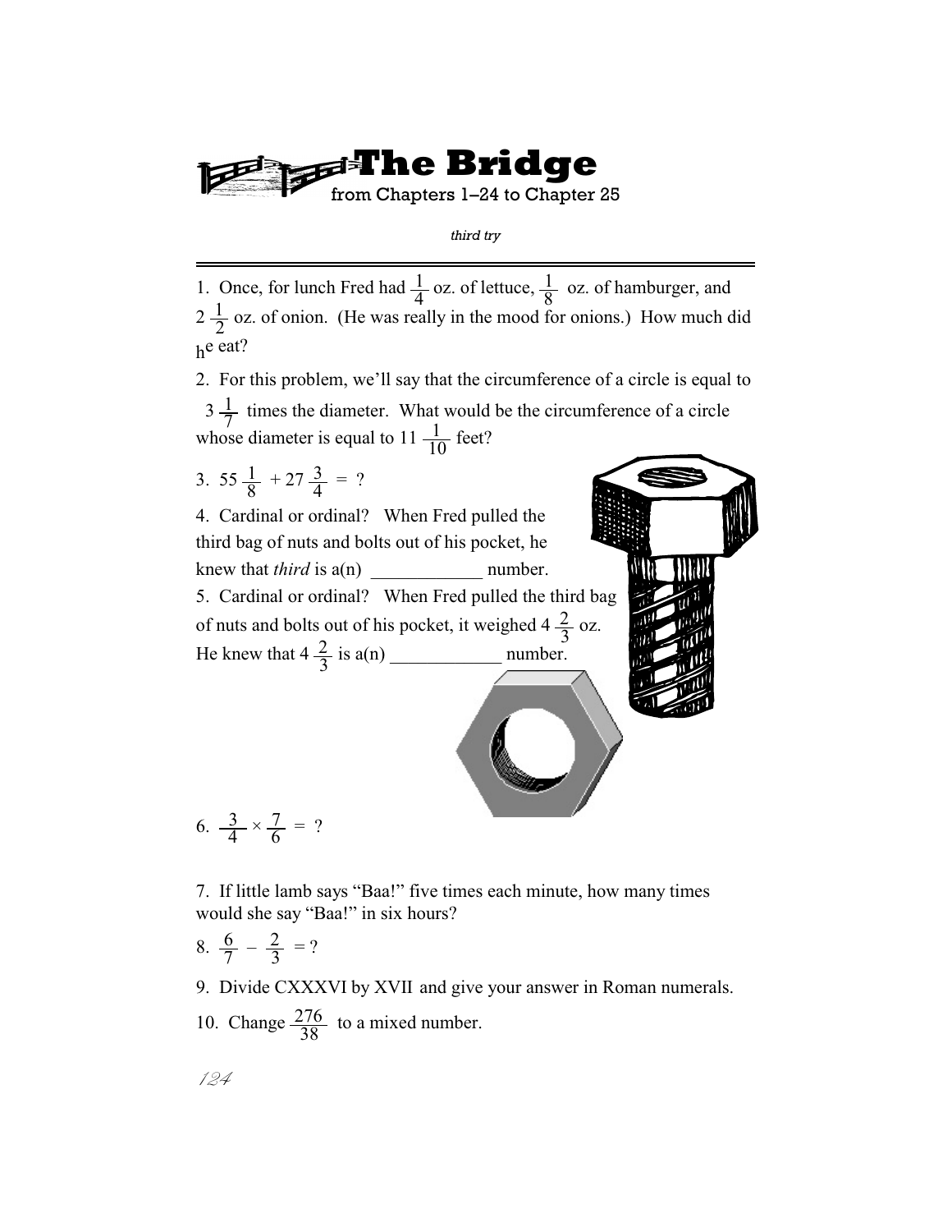# The Bridge

from Chapters 1–24 to Chapter 25

*third try*

1. Once, for lunch Fred had $\frac{1}{4}$ oz. of lettuce, $\frac{1}{8}$ oz. of hamburger, and $2\frac{1}{2}$ oz. of onion. (He was really in the mood for onions.) How much did he eat?

2. For this problem, we'll say that the circumference of a circle is equal to $3\frac{1}{7}$ times the diameter. What would be the circumference of a circle whose diameter is equal to $11\frac{1}{10}$ feet?

3. $55\frac{1}{8} + 27\frac{3}{4} = ?$

4. Cardinal or ordinal? When Fred pulled the third bag of nuts and bolts out of his pocket, he knew that *third* is a(n) ____________ number.

5. Cardinal or ordinal? When Fred pulled the third bag of nuts and bolts out of his pocket, it weighed $4\frac{2}{3}$ oz. He knew that $4\frac{2}{3}$ is a(n) ____________ number.

6. $\frac{3}{4} \times \frac{7}{6} = ?$

7. If little lamb says "Baa!" five times each minute, how many times would she say "Baa!" in six hours?

8. $\frac{6}{7} - \frac{2}{3} = ?$

9. Divide CXXXVI by XVII and give your answer in Roman numerals.

10. Change $\frac{276}{38}$ to a mixed number.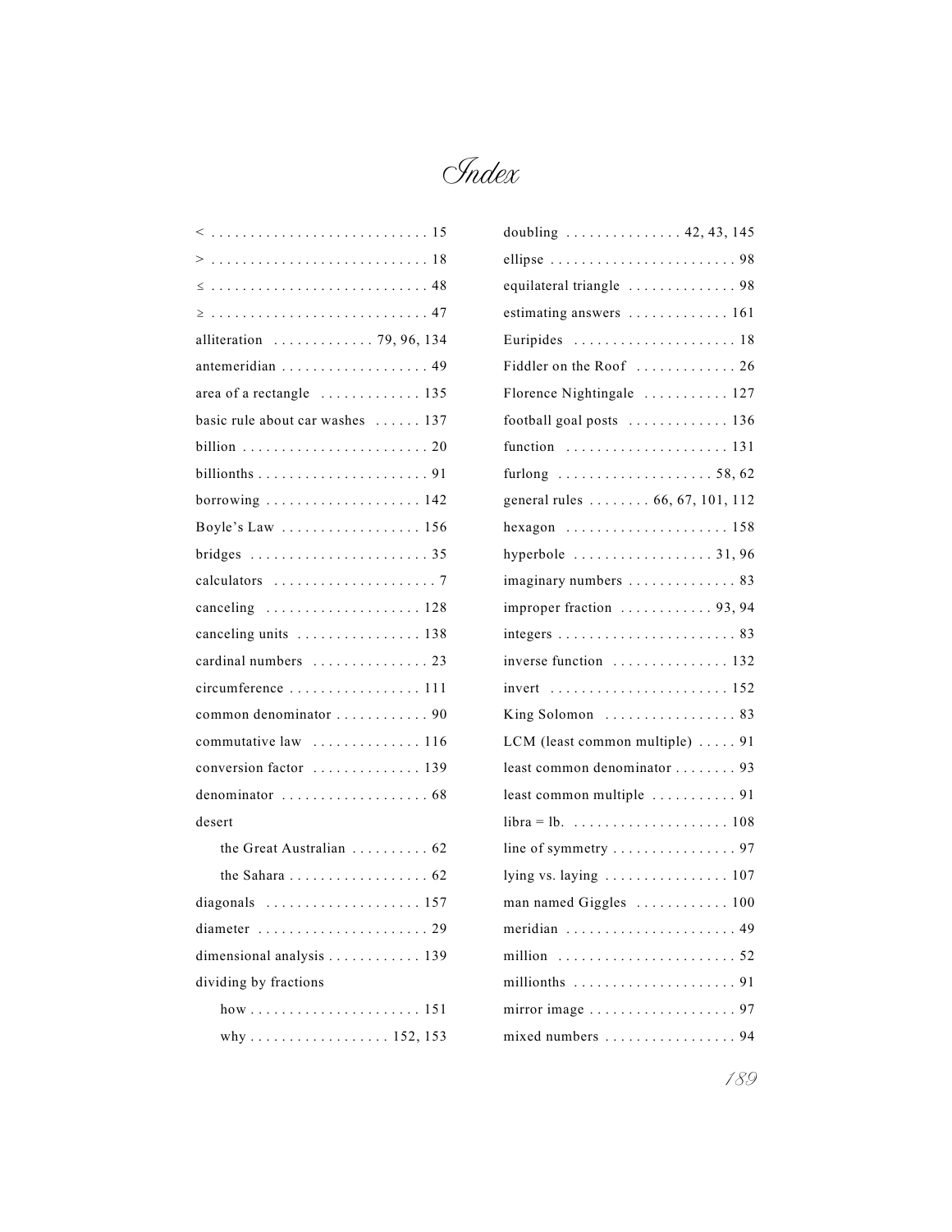# Index

< . . . . . . . . . . . . . . . . . . . . . . . . . . . . 15
> . . . . . . . . . . . . . . . . . . . . . . . . . . . . 18
≤ . . . . . . . . . . . . . . . . . . . . . . . . . . . . 48
≥ . . . . . . . . . . . . . . . . . . . . . . . . . . . . 47
alliteration . . . . . . . . . . . . . 79, 96, 134
antemeridian . . . . . . . . . . . . . . . . . . . 49
area of a rectangle . . . . . . . . . . . . . 135
basic rule about car washes . . . . . . 137
billion . . . . . . . . . . . . . . . . . . . . . . . . 20
billionths . . . . . . . . . . . . . . . . . . . . . . 91
borrowing . . . . . . . . . . . . . . . . . . . . 142
Boyle's Law . . . . . . . . . . . . . . . . . . 156
bridges . . . . . . . . . . . . . . . . . . . . . . . 35
calculators . . . . . . . . . . . . . . . . . . . . . 7
canceling . . . . . . . . . . . . . . . . . . . . 128
canceling units . . . . . . . . . . . . . . . . 138
cardinal numbers . . . . . . . . . . . . . . . 23
circumference . . . . . . . . . . . . . . . . . 111
common denominator . . . . . . . . . . . . 90
commutative law . . . . . . . . . . . . . . 116
conversion factor . . . . . . . . . . . . . . 139
denominator . . . . . . . . . . . . . . . . . . . 68
desert
    the Great Australian . . . . . . . . . . 62
    the Sahara . . . . . . . . . . . . . . . . . . 62
diagonals . . . . . . . . . . . . . . . . . . . . 157
diameter . . . . . . . . . . . . . . . . . . . . . . 29
dimensional analysis . . . . . . . . . . . . 139
dividing by fractions
    how . . . . . . . . . . . . . . . . . . . . . . 151
    why . . . . . . . . . . . . . . . . . . 152, 153
doubling . . . . . . . . . . . . . . . 42, 43, 145
ellipse . . . . . . . . . . . . . . . . . . . . . . . . 98
equilateral triangle . . . . . . . . . . . . . . 98
estimating answers . . . . . . . . . . . . . 161
Euripides . . . . . . . . . . . . . . . . . . . . . 18
Fiddler on the Roof . . . . . . . . . . . . . 26
Florence Nightingale . . . . . . . . . . . 127
football goal posts . . . . . . . . . . . . . 136
function . . . . . . . . . . . . . . . . . . . . . 131
furlong . . . . . . . . . . . . . . . . . . . . 58, 62
general rules . . . . . . . . 66, 67, 101, 112
hexagon . . . . . . . . . . . . . . . . . . . . . 158
hyperbole . . . . . . . . . . . . . . . . . . 31, 96
imaginary numbers . . . . . . . . . . . . . . 83
improper fraction . . . . . . . . . . . . 93, 94
integers . . . . . . . . . . . . . . . . . . . . . . . 83
inverse function . . . . . . . . . . . . . . . 132
invert . . . . . . . . . . . . . . . . . . . . . . . 152
King Solomon . . . . . . . . . . . . . . . . . 83
LCM (least common multiple) . . . . . 91
least common denominator . . . . . . . . 93
least common multiple . . . . . . . . . . . 91
libra = lb. . . . . . . . . . . . . . . . . . . . . 108
line of symmetry . . . . . . . . . . . . . . . . 97
lying vs. laying . . . . . . . . . . . . . . . . 107
man named Giggles . . . . . . . . . . . . 100
meridian . . . . . . . . . . . . . . . . . . . . . . 49
million . . . . . . . . . . . . . . . . . . . . . . . 52
millionths . . . . . . . . . . . . . . . . . . . . . 91
mirror image . . . . . . . . . . . . . . . . . . . 97
mixed numbers . . . . . . . . . . . . . . . . . 94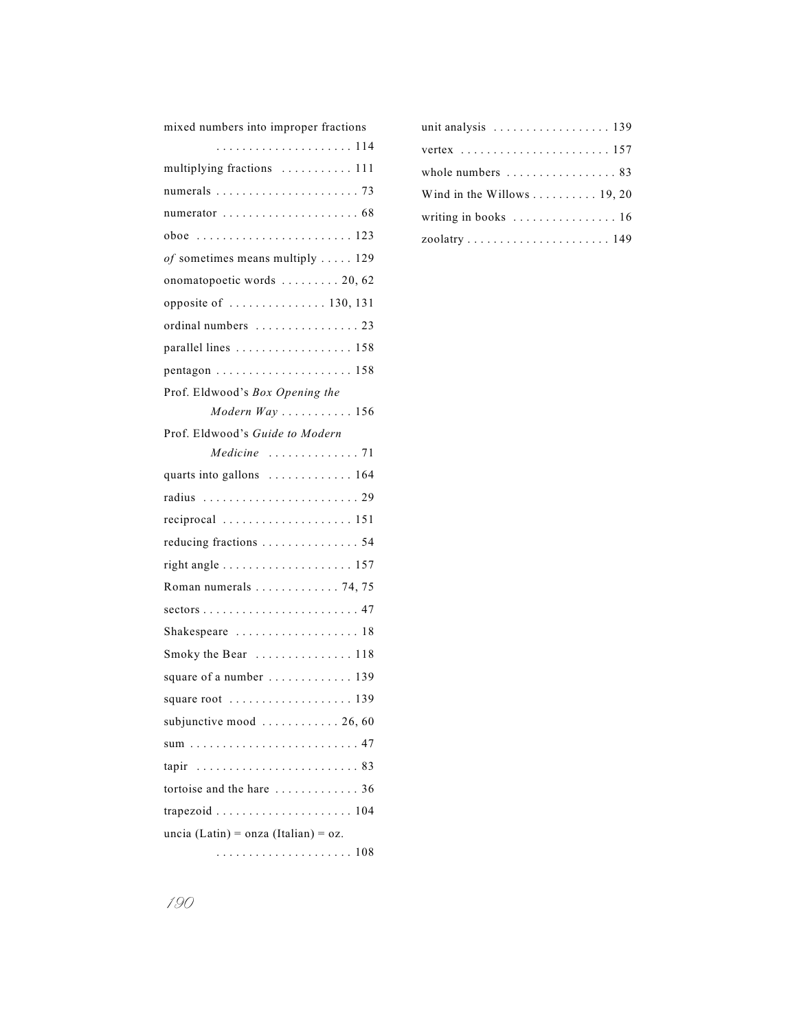mixed numbers into improper fractions . . . . . . . . . . . . . . . . . . . . . 114

multiplying fractions . . . . . . . . . . . 111

numerals . . . . . . . . . . . . . . . . . . . . . . 73

numerator . . . . . . . . . . . . . . . . . . . . . 68

oboe . . . . . . . . . . . . . . . . . . . . . . . . 123

*of* sometimes means multiply . . . . . 129

onomatopoetic words . . . . . . . . . 20, 62

opposite of . . . . . . . . . . . . . . . 130, 131

ordinal numbers . . . . . . . . . . . . . . . . 23

parallel lines . . . . . . . . . . . . . . . . . . 158

pentagon . . . . . . . . . . . . . . . . . . . . . 158

Prof. Eldwood's *Box Opening the Modern Way* . . . . . . . . . . . 156

Prof. Eldwood's *Guide to Modern Medicine* . . . . . . . . . . . . . . 71

quarts into gallons . . . . . . . . . . . . . 164

radius . . . . . . . . . . . . . . . . . . . . . . . . 29

reciprocal . . . . . . . . . . . . . . . . . . . . 151

reducing fractions . . . . . . . . . . . . . . . 54

right angle . . . . . . . . . . . . . . . . . . . . 157

Roman numerals . . . . . . . . . . . . . 74, 75

sectors . . . . . . . . . . . . . . . . . . . . . . . . 47

Shakespeare . . . . . . . . . . . . . . . . . . . 18

Smoky the Bear . . . . . . . . . . . . . . . 118

square of a number . . . . . . . . . . . . . 139

square root . . . . . . . . . . . . . . . . . . . 139

subjunctive mood . . . . . . . . . . . . 26, 60

sum . . . . . . . . . . . . . . . . . . . . . . . . . . 47

tapir . . . . . . . . . . . . . . . . . . . . . . . . . 83

tortoise and the hare . . . . . . . . . . . . . 36

trapezoid . . . . . . . . . . . . . . . . . . . . . 104

uncia (Latin) = onza (Italian) = oz. . . . . . . . . . . . . . . . . . . . . . 108

unit analysis . . . . . . . . . . . . . . . . . . 139

vertex . . . . . . . . . . . . . . . . . . . . . . . 157

whole numbers . . . . . . . . . . . . . . . . . 83

Wind in the Willows . . . . . . . . . . 19, 20

writing in books . . . . . . . . . . . . . . . . 16

zoolatry . . . . . . . . . . . . . . . . . . . . . . 149